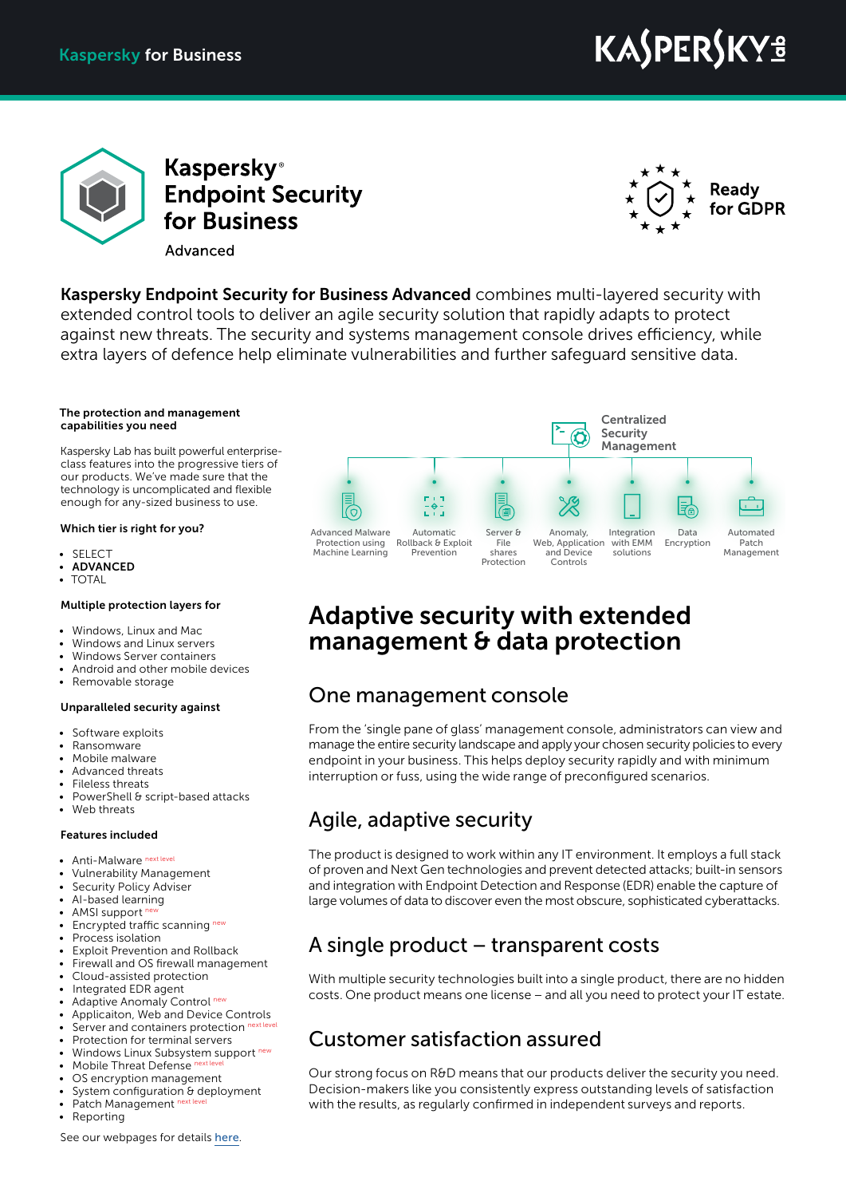Kaspersky for Business

# Kaspersky® Endpoint Security for Business

Advanced

Ready for GDPR

**Kaspersky Endpoint Security for Business Advanced** combines multi-layered security with extended control tools to deliver an agile security solution that rapidly adapts to protect against new threats. The security and systems management console drives efficiency, while extra layers of defence help eliminate vulnerabilities and further safeguard sensitive data.

**The protection and management capabilities you need**

Kaspersky Lab has built powerful enterprise-class features into the progressive tiers of our products. We've made sure that the technology is uncomplicated and flexible enough for any-sized business to use.

**Which tier is right for you?**

- SELECT
- **ADVANCED**
- TOTAL

**Multiple protection layers for**

- Windows, Linux and Mac
- Windows and Linux servers
- Windows Server containers
- Android and other mobile devices
- Removable storage

**Unparalleled security against**

- Software exploits
- Ransomware
- Mobile malware
- Advanced threats
- Fileless threats
- PowerShell & script-based attacks
- Web threats

**Features included**

- Anti-Malware next level
- Vulnerability Management
- Security Policy Adviser
- AI-based learning
- AMSI support new
- Encrypted traffic scanning new
- Process isolation
- Exploit Prevention and Rollback
- Firewall and OS firewall management
- Cloud-assisted protection
- Integrated EDR agent
- Adaptive Anomaly Control new
- Applicaiton, Web and Device Controls
- Server and containers protection next level
- Protection for terminal servers
- Windows Linux Subsystem support new
- Mobile Threat Defense next level
- OS encryption management
- System configuration & deployment
- Patch Management next level
- Reporting

See our webpages for details here.

Centralized Security Management

- Advanced Malware Protection using Machine Learning
- Automatic Rollback & Exploit Prevention
- Server & File shares Protection
- Anomaly, Web, Application and Device Controls
- Integration with EMM solutions
- Data Encryption
- Automated Patch Management

## Adaptive security with extended management & data protection

### One management console

From the 'single pane of glass' management console, administrators can view and manage the entire security landscape and apply your chosen security policies to every endpoint in your business. This helps deploy security rapidly and with minimum interruption or fuss, using the wide range of preconfigured scenarios.

### Agile, adaptive security

The product is designed to work within any IT environment. It employs a full stack of proven and Next Gen technologies and prevent detected attacks; built-in sensors and integration with Endpoint Detection and Response (EDR) enable the capture of large volumes of data to discover even the most obscure, sophisticated cyberattacks.

### A single product – transparent costs

With multiple security technologies built into a single product, there are no hidden costs. One product means one license – and all you need to protect your IT estate.

### Customer satisfaction assured

Our strong focus on R&D means that our products deliver the security you need. Decision-makers like you consistently express outstanding levels of satisfaction with the results, as regularly confirmed in independent surveys and reports.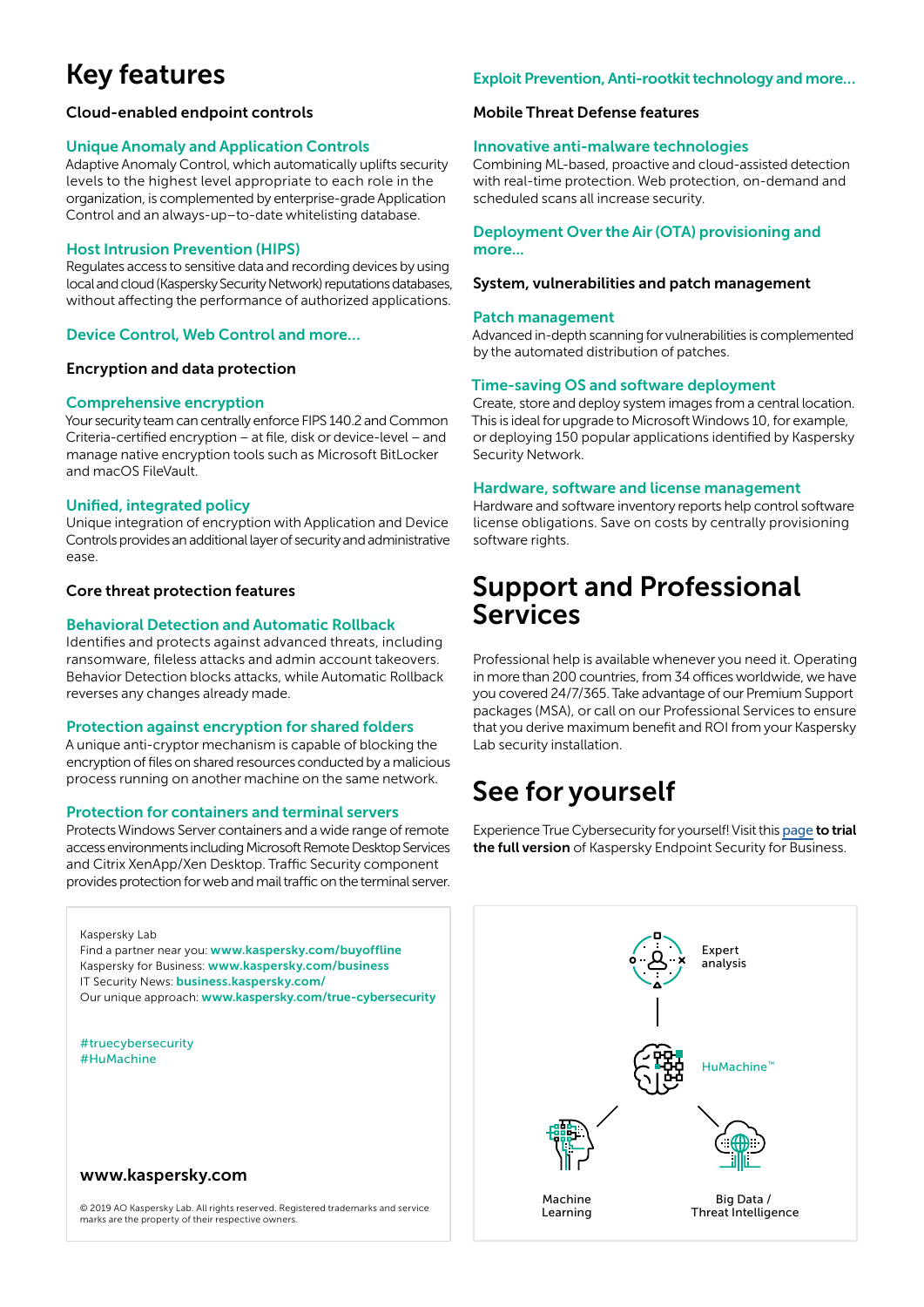# Key features

## Cloud-enabled endpoint controls

### Unique Anomaly and Application Controls

Adaptive Anomaly Control, which automatically uplifts security levels to the highest level appropriate to each role in the organization, is complemented by enterprise-grade Application Control and an always-up–to-date whitelisting database.

### Host Intrusion Prevention (HIPS)

Regulates access to sensitive data and recording devices by using local and cloud (Kaspersky Security Network) reputations databases, without affecting the performance of authorized applications.

### Device Control, Web Control and more...

## Encryption and data protection

### Comprehensive encryption

Your security team can centrally enforce FIPS 140.2 and Common Criteria-certified encryption – at file, disk or device-level – and manage native encryption tools such as Microsoft BitLocker and macOS FileVault.

### Unified, integrated policy

Unique integration of encryption with Application and Device Controls provides an additional layer of security and administrative ease.

## Core threat protection features

### Behavioral Detection and Automatic Rollback

Identifies and protects against advanced threats, including ransomware, fileless attacks and admin account takeovers. Behavior Detection blocks attacks, while Automatic Rollback reverses any changes already made.

### Protection against encryption for shared folders

A unique anti-cryptor mechanism is capable of blocking the encryption of files on shared resources conducted by a malicious process running on another machine on the same network.

### Protection for containers and terminal servers

Protects Windows Server containers and a wide range of remote access environments including Microsoft Remote Desktop Services and Citrix XenApp/Xen Desktop. Traffic Security component provides protection for web and mail traffic on the terminal server.

### Exploit Prevention, Anti-rootkit technology and more...

## Mobile Threat Defense features

### Innovative anti-malware technologies

Combining ML-based, proactive and cloud-assisted detection with real-time protection. Web protection, on-demand and scheduled scans all increase security.

### Deployment Over the Air (OTA) provisioning and more...

## System, vulnerabilities and patch management

### Patch management

Advanced in-depth scanning for vulnerabilities is complemented by the automated distribution of patches.

### Time-saving OS and software deployment

Create, store and deploy system images from a central location. This is ideal for upgrade to Microsoft Windows 10, for example, or deploying 150 popular applications identified by Kaspersky Security Network.

### Hardware, software and license management

Hardware and software inventory reports help control software license obligations. Save on costs by centrally provisioning software rights.

# Support and Professional Services

Professional help is available whenever you need it. Operating in more than 200 countries, from 34 offices worldwide, we have you covered 24/7/365. Take advantage of our Premium Support packages (MSA), or call on our Professional Services to ensure that you derive maximum benefit and ROI from your Kaspersky Lab security installation.

# See for yourself

Experience True Cybersecurity for yourself! Visit this page **to trial the full version** of Kaspersky Endpoint Security for Business.

Kaspersky Lab
Find a partner near you: **www.kaspersky.com/buyoffline**
Kaspersky for Business: **www.kaspersky.com/business**
IT Security News: **business.kaspersky.com/**
Our unique approach: **www.kaspersky.com/true-cybersecurity**

#truecybersecurity
#HuMachine

**www.kaspersky.com**

© 2019 AO Kaspersky Lab. All rights reserved. Registered trademarks and service marks are the property of their respective owners.

Expert analysis

HuMachine™

Machine Learning

Big Data / Threat Intelligence